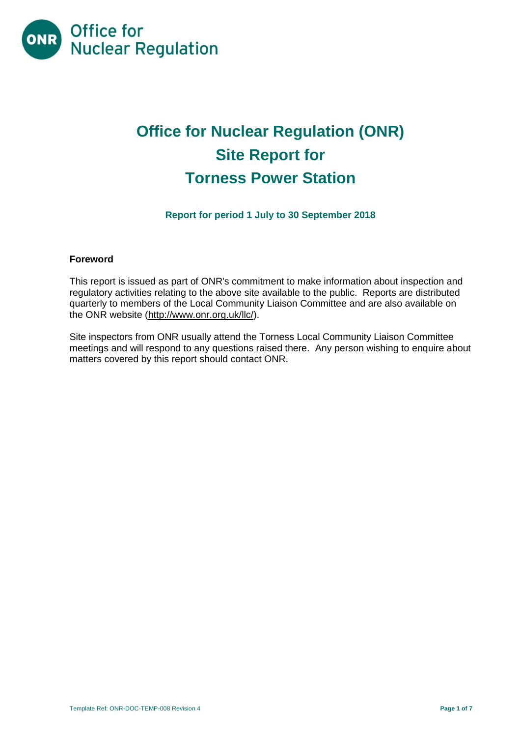# Office for Nuclear Regulation (ONR) Site Report for Torness Power Station

**Report for period 1 July to 30 September 2018**

### Foreword

This report is issued as part of ONR's commitment to make information about inspection and regulatory activities relating to the above site available to the public. Reports are distributed quarterly to members of the Local Community Liaison Committee and are also available on the ONR website (http://www.onr.org.uk/llc/).

Site inspectors from ONR usually attend the Torness Local Community Liaison Committee meetings and will respond to any questions raised there. Any person wishing to enquire about matters covered by this report should contact ONR.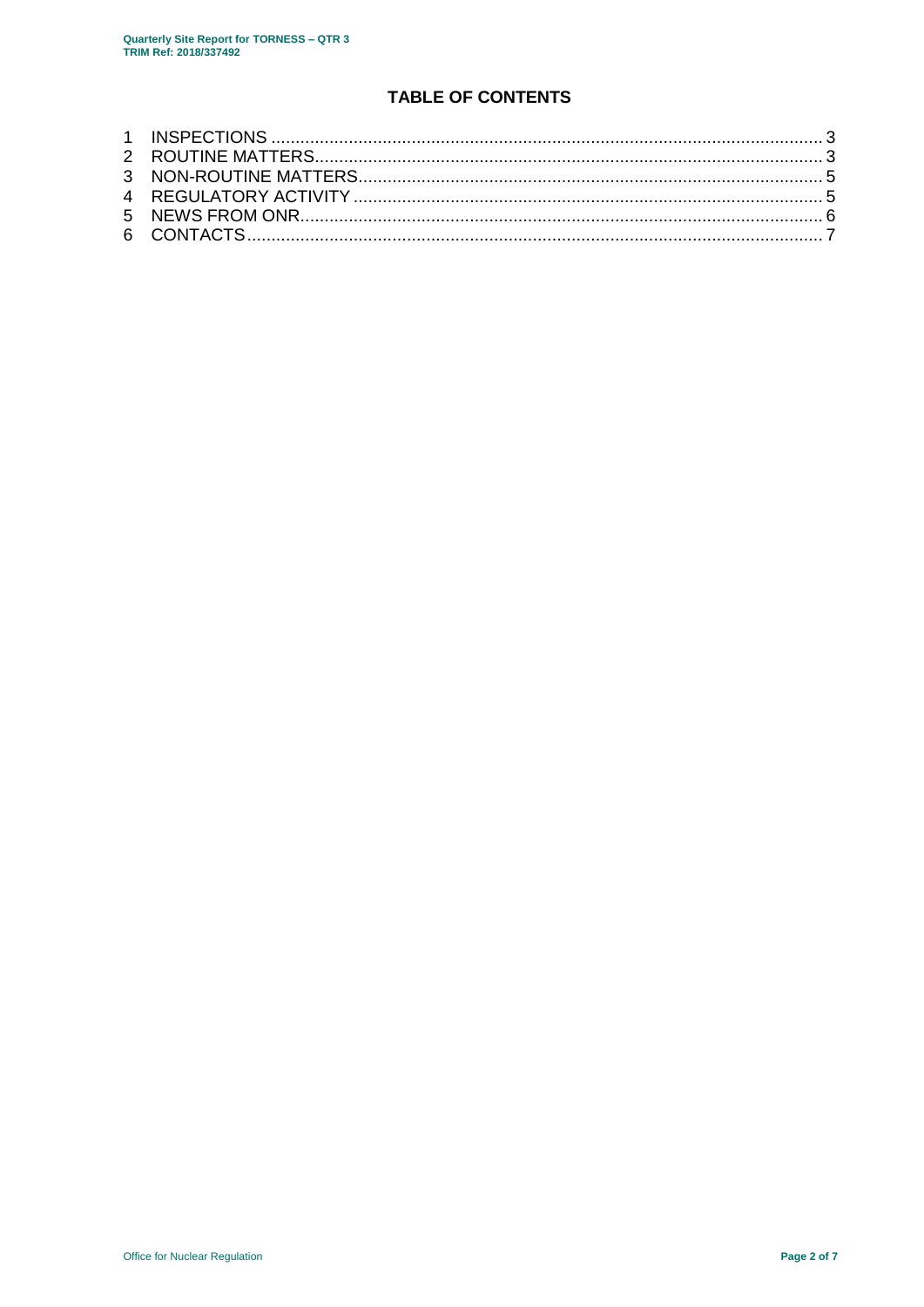# TABLE OF CONTENTS

1 INSPECTIONS ........................................................................................................... 3
2 ROUTINE MATTERS.................................................................................................. 3
3 NON-ROUTINE MATTERS......................................................................................... 5
4 REGULATORY ACTIVITY .......................................................................................... 5
5 NEWS FROM ONR..................................................................................................... 6
6 CONTACTS................................................................................................................. 7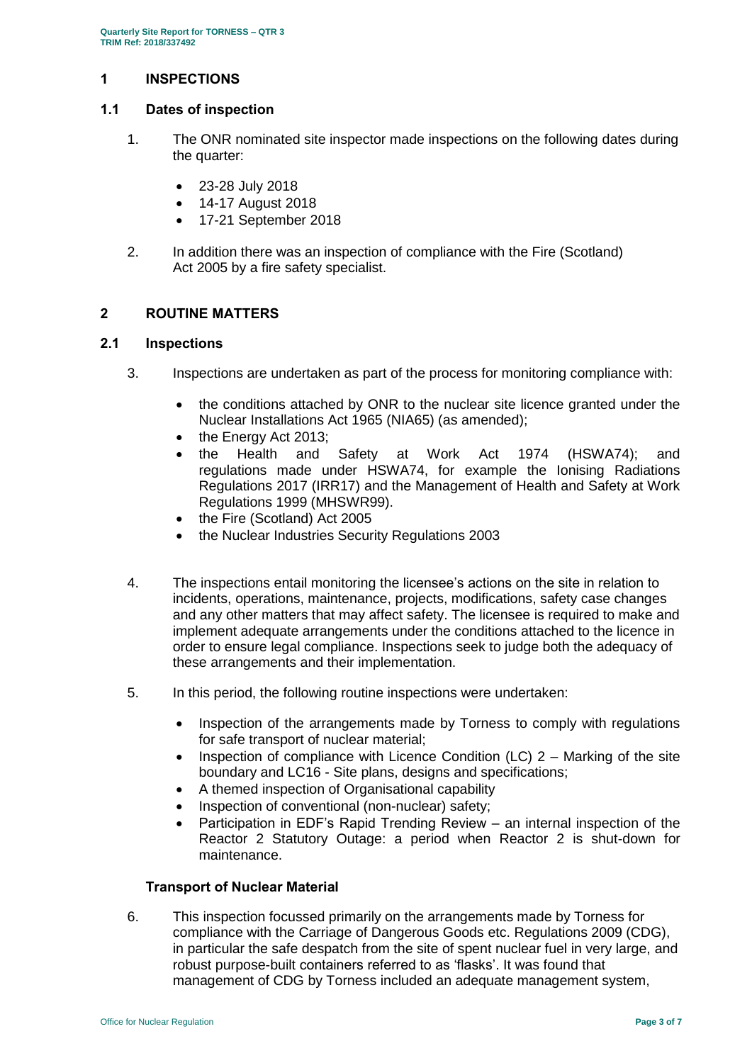# 1 INSPECTIONS

## 1.1 Dates of inspection

1. The ONR nominated site inspector made inspections on the following dates during the quarter:

   - 23-28 July 2018
   - 14-17 August 2018
   - 17-21 September 2018

2. In addition there was an inspection of compliance with the Fire (Scotland) Act 2005 by a fire safety specialist.

# 2 ROUTINE MATTERS

## 2.1 Inspections

3. Inspections are undertaken as part of the process for monitoring compliance with:

   - the conditions attached by ONR to the nuclear site licence granted under the Nuclear Installations Act 1965 (NIA65) (as amended);
   - the Energy Act 2013;
   - the Health and Safety at Work Act 1974 (HSWA74); and regulations made under HSWA74, for example the Ionising Radiations Regulations 2017 (IRR17) and the Management of Health and Safety at Work Regulations 1999 (MHSWR99).
   - the Fire (Scotland) Act 2005
   - the Nuclear Industries Security Regulations 2003

4. The inspections entail monitoring the licensee's actions on the site in relation to incidents, operations, maintenance, projects, modifications, safety case changes and any other matters that may affect safety. The licensee is required to make and implement adequate arrangements under the conditions attached to the licence in order to ensure legal compliance. Inspections seek to judge both the adequacy of these arrangements and their implementation.

5. In this period, the following routine inspections were undertaken:

   - Inspection of the arrangements made by Torness to comply with regulations for safe transport of nuclear material;
   - Inspection of compliance with Licence Condition (LC) 2 – Marking of the site boundary and LC16 - Site plans, designs and specifications;
   - A themed inspection of Organisational capability
   - Inspection of conventional (non-nuclear) safety;
   - Participation in EDF's Rapid Trending Review – an internal inspection of the Reactor 2 Statutory Outage: a period when Reactor 2 is shut-down for maintenance.

**Transport of Nuclear Material**

6. This inspection focussed primarily on the arrangements made by Torness for compliance with the Carriage of Dangerous Goods etc. Regulations 2009 (CDG), in particular the safe despatch from the site of spent nuclear fuel in very large, and robust purpose-built containers referred to as 'flasks'. It was found that management of CDG by Torness included an adequate management system,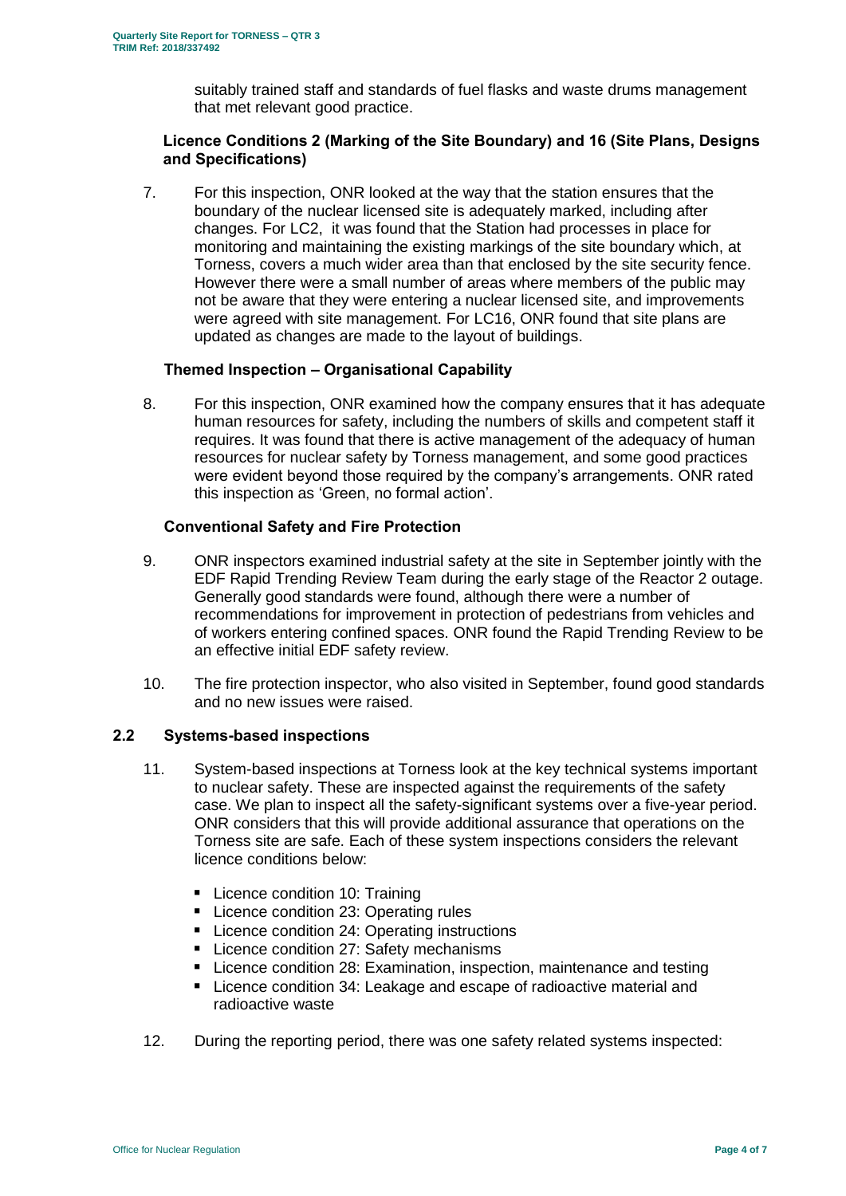suitably trained staff and standards of fuel flasks and waste drums management that met relevant good practice.

### Licence Conditions 2 (Marking of the Site Boundary) and 16 (Site Plans, Designs and Specifications)

7. For this inspection, ONR looked at the way that the station ensures that the boundary of the nuclear licensed site is adequately marked, including after changes. For LC2, it was found that the Station had processes in place for monitoring and maintaining the existing markings of the site boundary which, at Torness, covers a much wider area than that enclosed by the site security fence. However there were a small number of areas where members of the public may not be aware that they were entering a nuclear licensed site, and improvements were agreed with site management. For LC16, ONR found that site plans are updated as changes are made to the layout of buildings.

### Themed Inspection – Organisational Capability

8. For this inspection, ONR examined how the company ensures that it has adequate human resources for safety, including the numbers of skills and competent staff it requires. It was found that there is active management of the adequacy of human resources for nuclear safety by Torness management, and some good practices were evident beyond those required by the company's arrangements. ONR rated this inspection as 'Green, no formal action'.

### Conventional Safety and Fire Protection

9. ONR inspectors examined industrial safety at the site in September jointly with the EDF Rapid Trending Review Team during the early stage of the Reactor 2 outage. Generally good standards were found, although there were a number of recommendations for improvement in protection of pedestrians from vehicles and of workers entering confined spaces. ONR found the Rapid Trending Review to be an effective initial EDF safety review.

10. The fire protection inspector, who also visited in September, found good standards and no new issues were raised.

## 2.2 Systems-based inspections

11. System-based inspections at Torness look at the key technical systems important to nuclear safety. These are inspected against the requirements of the safety case. We plan to inspect all the safety-significant systems over a five-year period. ONR considers that this will provide additional assurance that operations on the Torness site are safe. Each of these system inspections considers the relevant licence conditions below:

   - Licence condition 10: Training
   - Licence condition 23: Operating rules
   - Licence condition 24: Operating instructions
   - Licence condition 27: Safety mechanisms
   - Licence condition 28: Examination, inspection, maintenance and testing
   - Licence condition 34: Leakage and escape of radioactive material and radioactive waste

12. During the reporting period, there was one safety related systems inspected: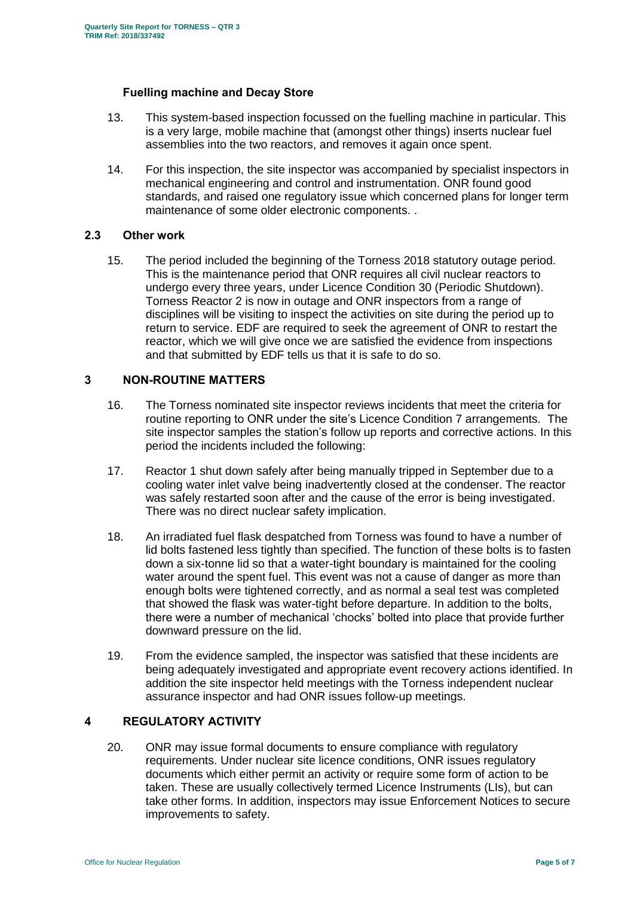### Fuelling machine and Decay Store

13. This system-based inspection focussed on the fuelling machine in particular. This is a very large, mobile machine that (amongst other things) inserts nuclear fuel assemblies into the two reactors, and removes it again once spent.

14. For this inspection, the site inspector was accompanied by specialist inspectors in mechanical engineering and control and instrumentation. ONR found good standards, and raised one regulatory issue which concerned plans for longer term maintenance of some older electronic components. .

### 2.3 Other work

15. The period included the beginning of the Torness 2018 statutory outage period. This is the maintenance period that ONR requires all civil nuclear reactors to undergo every three years, under Licence Condition 30 (Periodic Shutdown). Torness Reactor 2 is now in outage and ONR inspectors from a range of disciplines will be visiting to inspect the activities on site during the period up to return to service. EDF are required to seek the agreement of ONR to restart the reactor, which we will give once we are satisfied the evidence from inspections and that submitted by EDF tells us that it is safe to do so.

## 3 NON-ROUTINE MATTERS

16. The Torness nominated site inspector reviews incidents that meet the criteria for routine reporting to ONR under the site's Licence Condition 7 arrangements. The site inspector samples the station's follow up reports and corrective actions. In this period the incidents included the following:

17. Reactor 1 shut down safely after being manually tripped in September due to a cooling water inlet valve being inadvertently closed at the condenser. The reactor was safely restarted soon after and the cause of the error is being investigated. There was no direct nuclear safety implication.

18. An irradiated fuel flask despatched from Torness was found to have a number of lid bolts fastened less tightly than specified. The function of these bolts is to fasten down a six-tonne lid so that a water-tight boundary is maintained for the cooling water around the spent fuel. This event was not a cause of danger as more than enough bolts were tightened correctly, and as normal a seal test was completed that showed the flask was water-tight before departure. In addition to the bolts, there were a number of mechanical 'chocks' bolted into place that provide further downward pressure on the lid.

19. From the evidence sampled, the inspector was satisfied that these incidents are being adequately investigated and appropriate event recovery actions identified. In addition the site inspector held meetings with the Torness independent nuclear assurance inspector and had ONR issues follow-up meetings.

## 4 REGULATORY ACTIVITY

20. ONR may issue formal documents to ensure compliance with regulatory requirements. Under nuclear site licence conditions, ONR issues regulatory documents which either permit an activity or require some form of action to be taken. These are usually collectively termed Licence Instruments (LIs), but can take other forms. In addition, inspectors may issue Enforcement Notices to secure improvements to safety.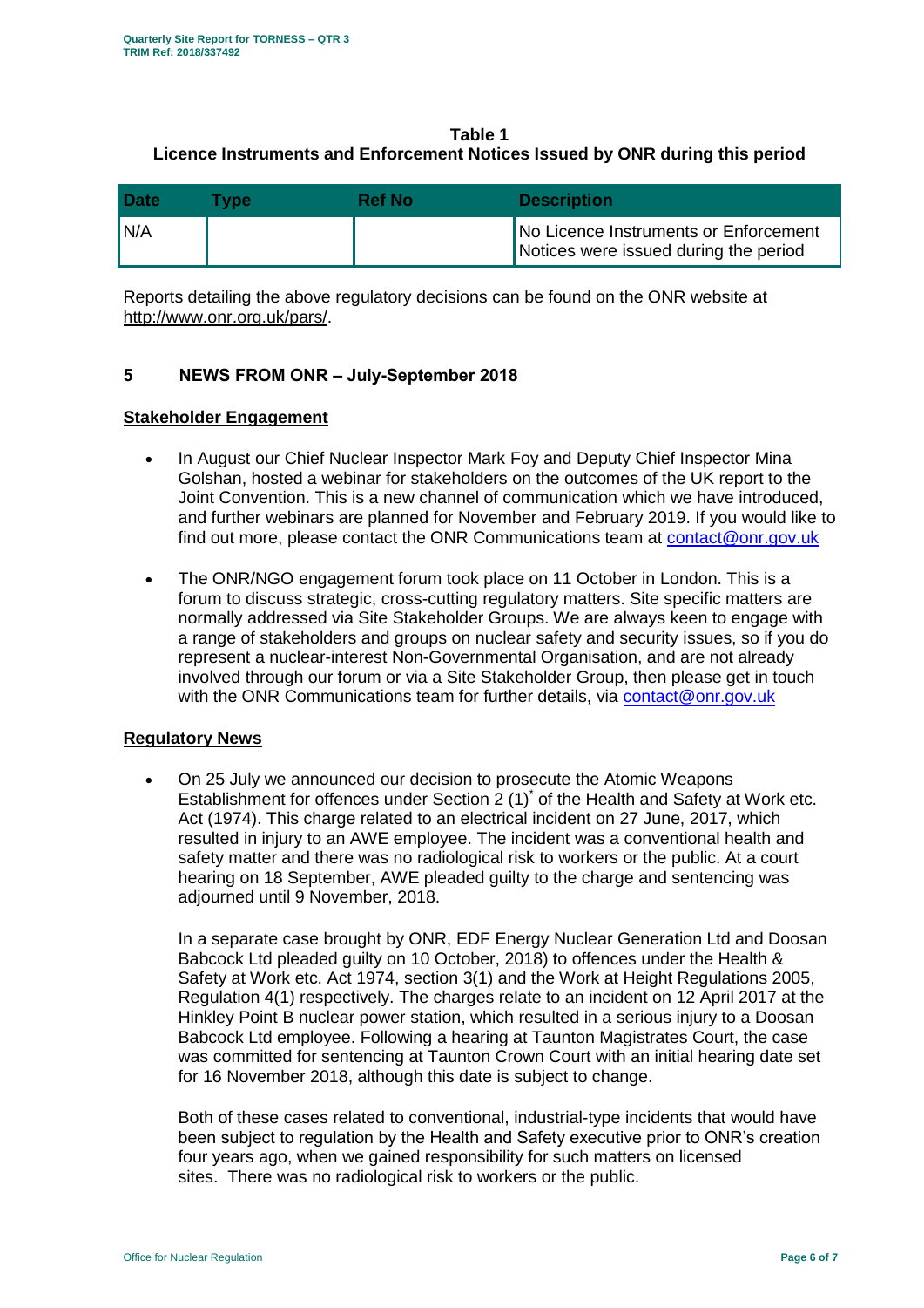**Table 1**
**Licence Instruments and Enforcement Notices Issued by ONR during this period**

| Date | Type | Ref No | Description |
|---|---|---|---|
| N/A | | | No Licence Instruments or Enforcement Notices were issued during the period |

Reports detailing the above regulatory decisions can be found on the ONR website at http://www.onr.org.uk/pars/.

## 5 NEWS FROM ONR – July-September 2018

### Stakeholder Engagement

- In August our Chief Nuclear Inspector Mark Foy and Deputy Chief Inspector Mina Golshan, hosted a webinar for stakeholders on the outcomes of the UK report to the Joint Convention. This is a new channel of communication which we have introduced, and further webinars are planned for November and February 2019. If you would like to find out more, please contact the ONR Communications team at contact@onr.gov.uk

- The ONR/NGO engagement forum took place on 11 October in London. This is a forum to discuss strategic, cross-cutting regulatory matters. Site specific matters are normally addressed via Site Stakeholder Groups. We are always keen to engage with a range of stakeholders and groups on nuclear safety and security issues, so if you do represent a nuclear-interest Non-Governmental Organisation, and are not already involved through our forum or via a Site Stakeholder Group, then please get in touch with the ONR Communications team for further details, via contact@onr.gov.uk

### Regulatory News

- On 25 July we announced our decision to prosecute the Atomic Weapons Establishment for offences under Section 2 (1)* of the Health and Safety at Work etc. Act (1974). This charge related to an electrical incident on 27 June, 2017, which resulted in injury to an AWE employee. The incident was a conventional health and safety matter and there was no radiological risk to workers or the public. At a court hearing on 18 September, AWE pleaded guilty to the charge and sentencing was adjourned until 9 November, 2018.

  In a separate case brought by ONR, EDF Energy Nuclear Generation Ltd and Doosan Babcock Ltd pleaded guilty on 10 October, 2018) to offences under the Health & Safety at Work etc. Act 1974, section 3(1) and the Work at Height Regulations 2005, Regulation 4(1) respectively. The charges relate to an incident on 12 April 2017 at the Hinkley Point B nuclear power station, which resulted in a serious injury to a Doosan Babcock Ltd employee. Following a hearing at Taunton Magistrates Court, the case was committed for sentencing at Taunton Crown Court with an initial hearing date set for 16 November 2018, although this date is subject to change.

  Both of these cases related to conventional, industrial-type incidents that would have been subject to regulation by the Health and Safety executive prior to ONR's creation four years ago, when we gained responsibility for such matters on licensed sites. There was no radiological risk to workers or the public.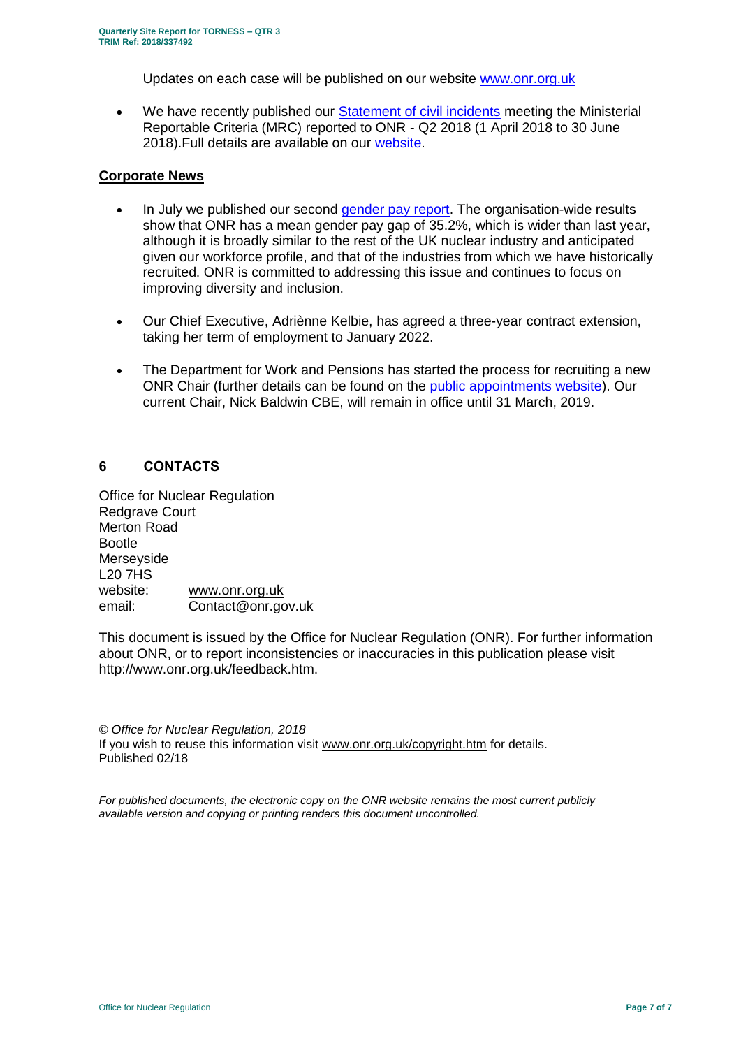Updates on each case will be published on our website [www.onr.org.uk](http://www.onr.org.uk)

- We have recently published our [Statement of civil incidents](#) meeting the Ministerial Reportable Criteria (MRC) reported to ONR - Q2 2018 (1 April 2018 to 30 June 2018).Full details are available on our [website](#).

**Corporate News**

- In July we published our second [gender pay report](#). The organisation-wide results show that ONR has a mean gender pay gap of 35.2%, which is wider than last year, although it is broadly similar to the rest of the UK nuclear industry and anticipated given our workforce profile, and that of the industries from which we have historically recruited. ONR is committed to addressing this issue and continues to focus on improving diversity and inclusion.

- Our Chief Executive, Adriènne Kelbie, has agreed a three-year contract extension, taking her term of employment to January 2022.

- The Department for Work and Pensions has started the process for recruiting a new ONR Chair (further details can be found on the [public appointments website](#)). Our current Chair, Nick Baldwin CBE, will remain in office until 31 March, 2019.

## 6 CONTACTS

Office for Nuclear Regulation
Redgrave Court
Merton Road
Bootle
Merseyside
L20 7HS
website: www.onr.org.uk
email: Contact@onr.gov.uk

This document is issued by the Office for Nuclear Regulation (ONR). For further information about ONR, or to report inconsistencies or inaccuracies in this publication please visit http://www.onr.org.uk/feedback.htm.

*© Office for Nuclear Regulation, 2018*
If you wish to reuse this information visit www.onr.org.uk/copyright.htm for details.
Published 02/18

*For published documents, the electronic copy on the ONR website remains the most current publicly available version and copying or printing renders this document uncontrolled.*